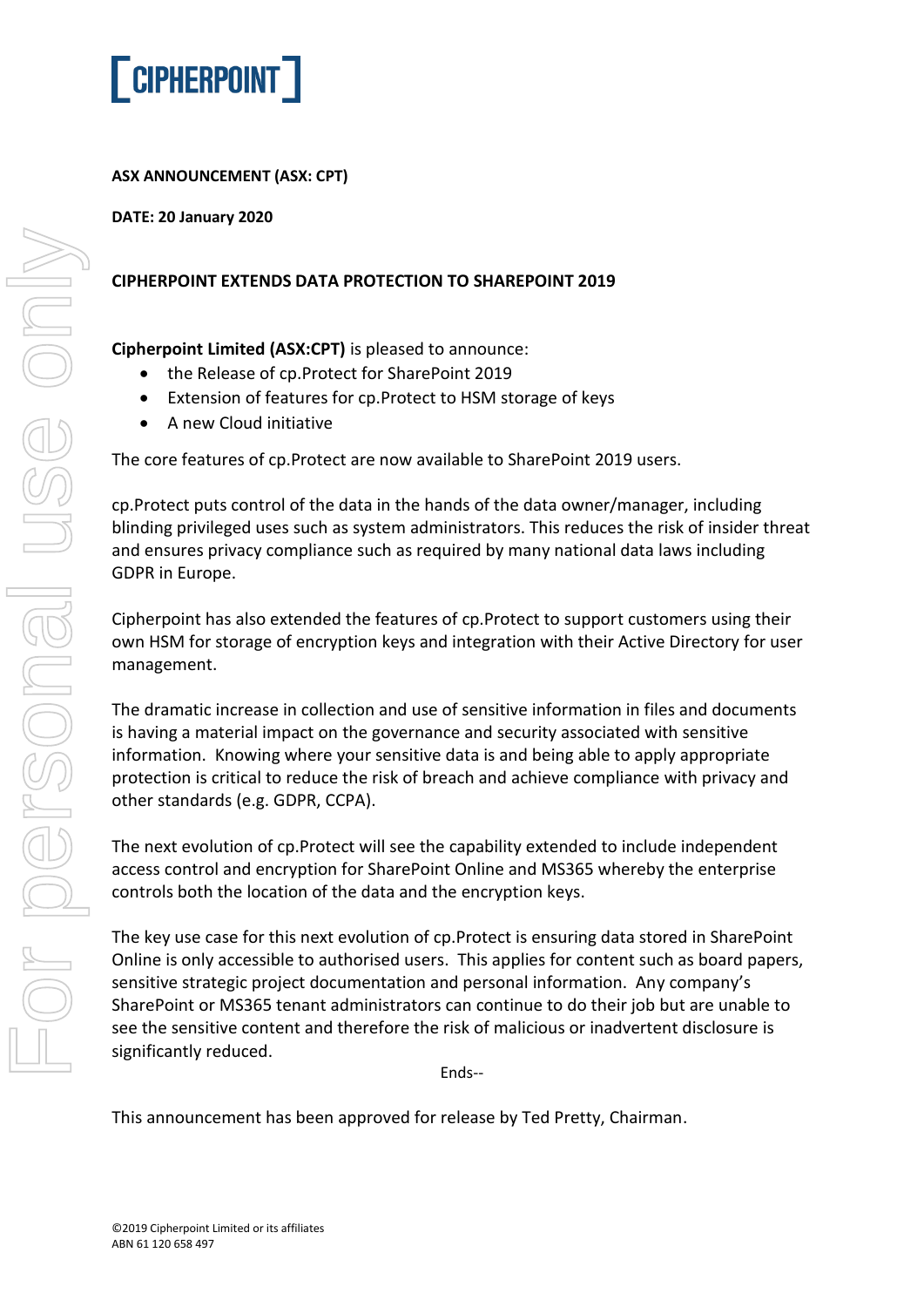**ASX ANNOUNCEMENT (ASX: CPT)**

**DATE: 20 January 2020**

# CIPHERPOINT EXTENDS DATA PROTECTION TO SHAREPOINT 2019

**Cipherpoint Limited (ASX:CPT)** is pleased to announce:

- the Release of cp.Protect for SharePoint 2019
- Extension of features for cp.Protect to HSM storage of keys
- A new Cloud initiative

The core features of cp.Protect are now available to SharePoint 2019 users.

cp.Protect puts control of the data in the hands of the data owner/manager, including blinding privileged uses such as system administrators. This reduces the risk of insider threat and ensures privacy compliance such as required by many national data laws including GDPR in Europe.

Cipherpoint has also extended the features of cp.Protect to support customers using their own HSM for storage of encryption keys and integration with their Active Directory for user management.

The dramatic increase in collection and use of sensitive information in files and documents is having a material impact on the governance and security associated with sensitive information. Knowing where your sensitive data is and being able to apply appropriate protection is critical to reduce the risk of breach and achieve compliance with privacy and other standards (e.g. GDPR, CCPA).

The next evolution of cp.Protect will see the capability extended to include independent access control and encryption for SharePoint Online and MS365 whereby the enterprise controls both the location of the data and the encryption keys.

The key use case for this next evolution of cp.Protect is ensuring data stored in SharePoint Online is only accessible to authorised users. This applies for content such as board papers, sensitive strategic project documentation and personal information. Any company's SharePoint or MS365 tenant administrators can continue to do their job but are unable to see the sensitive content and therefore the risk of malicious or inadvertent disclosure is significantly reduced.

Ends--

This announcement has been approved for release by Ted Pretty, Chairman.

©2019 Cipherpoint Limited or its affiliates
ABN 61 120 658 497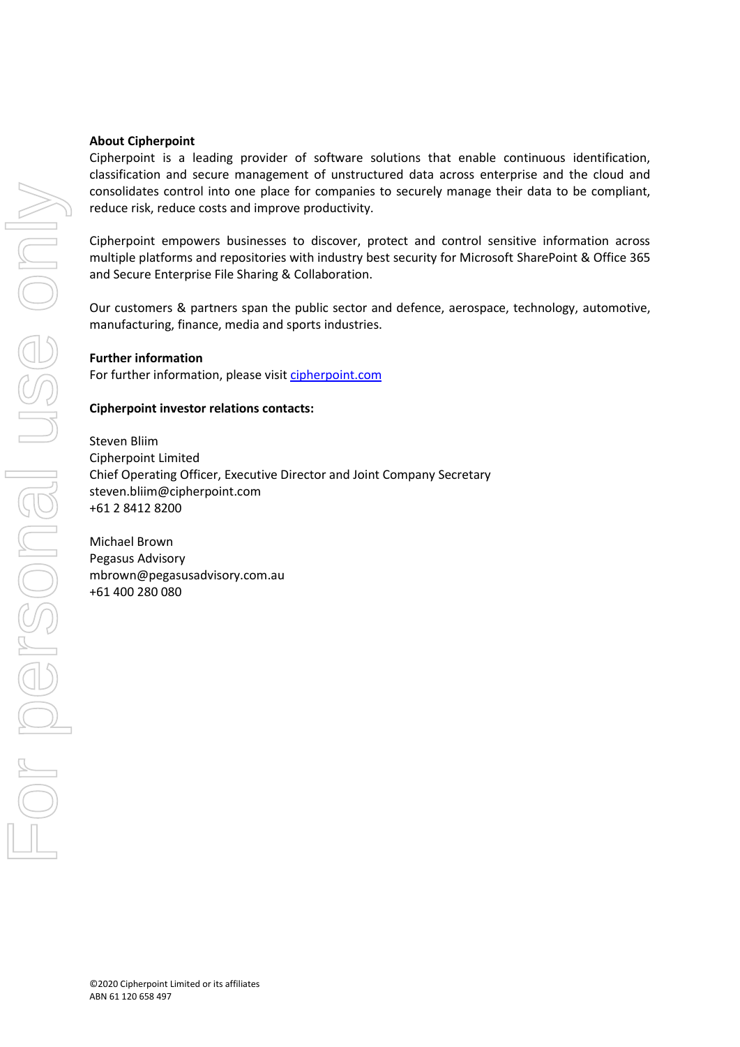**About Cipherpoint**

Cipherpoint is a leading provider of software solutions that enable continuous identification, classification and secure management of unstructured data across enterprise and the cloud and consolidates control into one place for companies to securely manage their data to be compliant, reduce risk, reduce costs and improve productivity.

Cipherpoint empowers businesses to discover, protect and control sensitive information across multiple platforms and repositories with industry best security for Microsoft SharePoint & Office 365 and Secure Enterprise File Sharing & Collaboration.

Our customers & partners span the public sector and defence, aerospace, technology, automotive, manufacturing, finance, media and sports industries.

**Further information**

For further information, please visit [cipherpoint.com](cipherpoint.com)

**Cipherpoint investor relations contacts:**

Steven Bliim
Cipherpoint Limited
Chief Operating Officer, Executive Director and Joint Company Secretary
steven.bliim@cipherpoint.com
+61 2 8412 8200

Michael Brown
Pegasus Advisory
mbrown@pegasusadvisory.com.au
+61 400 280 080

©2020 Cipherpoint Limited or its affiliates
ABN 61 120 658 497